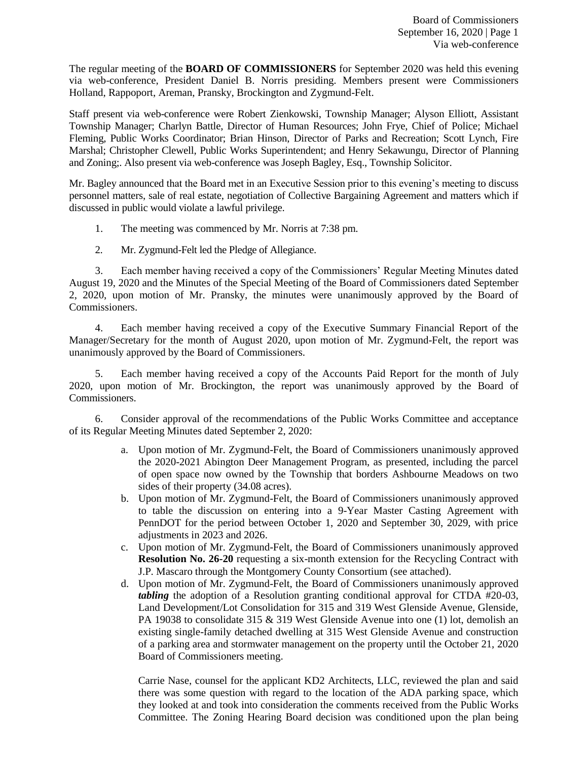The regular meeting of the **BOARD OF COMMISSIONERS** for September 2020 was held this evening via web-conference, President Daniel B. Norris presiding. Members present were Commissioners Holland, Rappoport, Areman, Pransky, Brockington and Zygmund-Felt.

Staff present via web-conference were Robert Zienkowski, Township Manager; Alyson Elliott, Assistant Township Manager; Charlyn Battle, Director of Human Resources; John Frye, Chief of Police; Michael Fleming, Public Works Coordinator; Brian Hinson, Director of Parks and Recreation; Scott Lynch, Fire Marshal; Christopher Clewell, Public Works Superintendent; and Henry Sekawungu, Director of Planning and Zoning;. Also present via web-conference was Joseph Bagley, Esq., Township Solicitor.

Mr. Bagley announced that the Board met in an Executive Session prior to this evening's meeting to discuss personnel matters, sale of real estate, negotiation of Collective Bargaining Agreement and matters which if discussed in public would violate a lawful privilege.

1. The meeting was commenced by Mr. Norris at 7:38 pm.

2. Mr. Zygmund-Felt led the Pledge of Allegiance.

3. Each member having received a copy of the Commissioners' Regular Meeting Minutes dated August 19, 2020 and the Minutes of the Special Meeting of the Board of Commissioners dated September 2, 2020, upon motion of Mr. Pransky, the minutes were unanimously approved by the Board of Commissioners.

4. Each member having received a copy of the Executive Summary Financial Report of the Manager/Secretary for the month of August 2020, upon motion of Mr. Zygmund-Felt, the report was unanimously approved by the Board of Commissioners.

5. Each member having received a copy of the Accounts Paid Report for the month of July 2020, upon motion of Mr. Brockington, the report was unanimously approved by the Board of Commissioners.

6. Consider approval of the recommendations of the Public Works Committee and acceptance of its Regular Meeting Minutes dated September 2, 2020:

   a. Upon motion of Mr. Zygmund-Felt, the Board of Commissioners unanimously approved the 2020-2021 Abington Deer Management Program, as presented, including the parcel of open space now owned by the Township that borders Ashbourne Meadows on two sides of their property (34.08 acres).

   b. Upon motion of Mr. Zygmund-Felt, the Board of Commissioners unanimously approved to table the discussion on entering into a 9-Year Master Casting Agreement with PennDOT for the period between October 1, 2020 and September 30, 2029, with price adjustments in 2023 and 2026.

   c. Upon motion of Mr. Zygmund-Felt, the Board of Commissioners unanimously approved **Resolution No. 26-20** requesting a six-month extension for the Recycling Contract with J.P. Mascaro through the Montgomery County Consortium (see attached).

   d. Upon motion of Mr. Zygmund-Felt, the Board of Commissioners unanimously approved ***tabling*** the adoption of a Resolution granting conditional approval for CTDA #20-03, Land Development/Lot Consolidation for 315 and 319 West Glenside Avenue, Glenside, PA 19038 to consolidate 315 & 319 West Glenside Avenue into one (1) lot, demolish an existing single-family detached dwelling at 315 West Glenside Avenue and construction of a parking area and stormwater management on the property until the October 21, 2020 Board of Commissioners meeting.

      Carrie Nase, counsel for the applicant KD2 Architects, LLC, reviewed the plan and said there was some question with regard to the location of the ADA parking space, which they looked at and took into consideration the comments received from the Public Works Committee. The Zoning Hearing Board decision was conditioned upon the plan being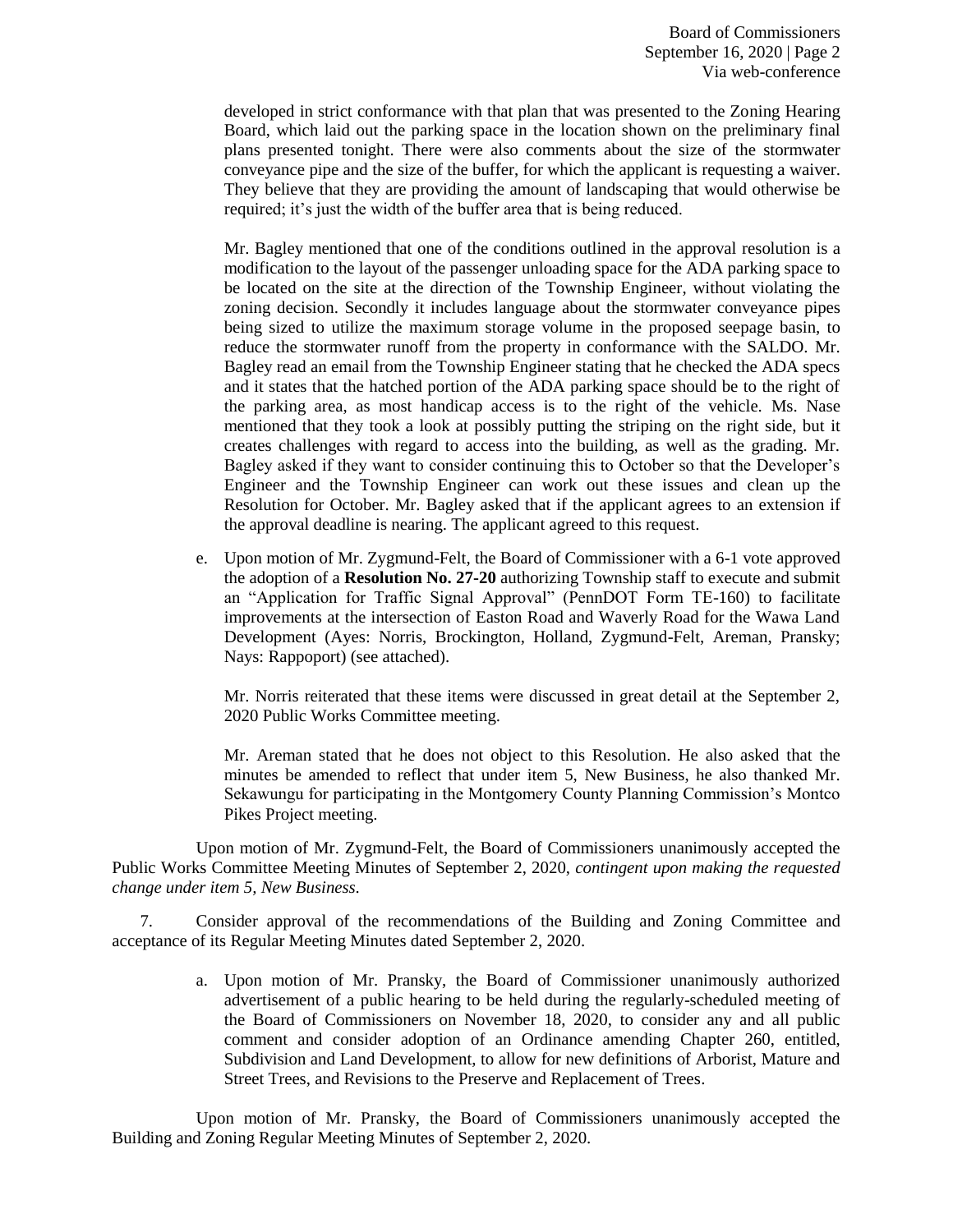developed in strict conformance with that plan that was presented to the Zoning Hearing Board, which laid out the parking space in the location shown on the preliminary final plans presented tonight. There were also comments about the size of the stormwater conveyance pipe and the size of the buffer, for which the applicant is requesting a waiver. They believe that they are providing the amount of landscaping that would otherwise be required; it's just the width of the buffer area that is being reduced.

Mr. Bagley mentioned that one of the conditions outlined in the approval resolution is a modification to the layout of the passenger unloading space for the ADA parking space to be located on the site at the direction of the Township Engineer, without violating the zoning decision. Secondly it includes language about the stormwater conveyance pipes being sized to utilize the maximum storage volume in the proposed seepage basin, to reduce the stormwater runoff from the property in conformance with the SALDO. Mr. Bagley read an email from the Township Engineer stating that he checked the ADA specs and it states that the hatched portion of the ADA parking space should be to the right of the parking area, as most handicap access is to the right of the vehicle. Ms. Nase mentioned that they took a look at possibly putting the striping on the right side, but it creates challenges with regard to access into the building, as well as the grading. Mr. Bagley asked if they want to consider continuing this to October so that the Developer's Engineer and the Township Engineer can work out these issues and clean up the Resolution for October. Mr. Bagley asked that if the applicant agrees to an extension if the approval deadline is nearing. The applicant agreed to this request.

e. Upon motion of Mr. Zygmund-Felt, the Board of Commissioner with a 6-1 vote approved the adoption of a **Resolution No. 27-20** authorizing Township staff to execute and submit an "Application for Traffic Signal Approval" (PennDOT Form TE-160) to facilitate improvements at the intersection of Easton Road and Waverly Road for the Wawa Land Development (Ayes: Norris, Brockington, Holland, Zygmund-Felt, Areman, Pransky; Nays: Rappoport) (see attached).

   Mr. Norris reiterated that these items were discussed in great detail at the September 2, 2020 Public Works Committee meeting.

   Mr. Areman stated that he does not object to this Resolution. He also asked that the minutes be amended to reflect that under item 5, New Business, he also thanked Mr. Sekawungu for participating in the Montgomery County Planning Commission's Montco Pikes Project meeting.

Upon motion of Mr. Zygmund-Felt, the Board of Commissioners unanimously accepted the Public Works Committee Meeting Minutes of September 2, 2020, *contingent upon making the requested change under item 5, New Business.*

7. Consider approval of the recommendations of the Building and Zoning Committee and acceptance of its Regular Meeting Minutes dated September 2, 2020.

   a. Upon motion of Mr. Pransky, the Board of Commissioner unanimously authorized advertisement of a public hearing to be held during the regularly-scheduled meeting of the Board of Commissioners on November 18, 2020, to consider any and all public comment and consider adoption of an Ordinance amending Chapter 260, entitled, Subdivision and Land Development, to allow for new definitions of Arborist, Mature and Street Trees, and Revisions to the Preserve and Replacement of Trees.

Upon motion of Mr. Pransky, the Board of Commissioners unanimously accepted the Building and Zoning Regular Meeting Minutes of September 2, 2020.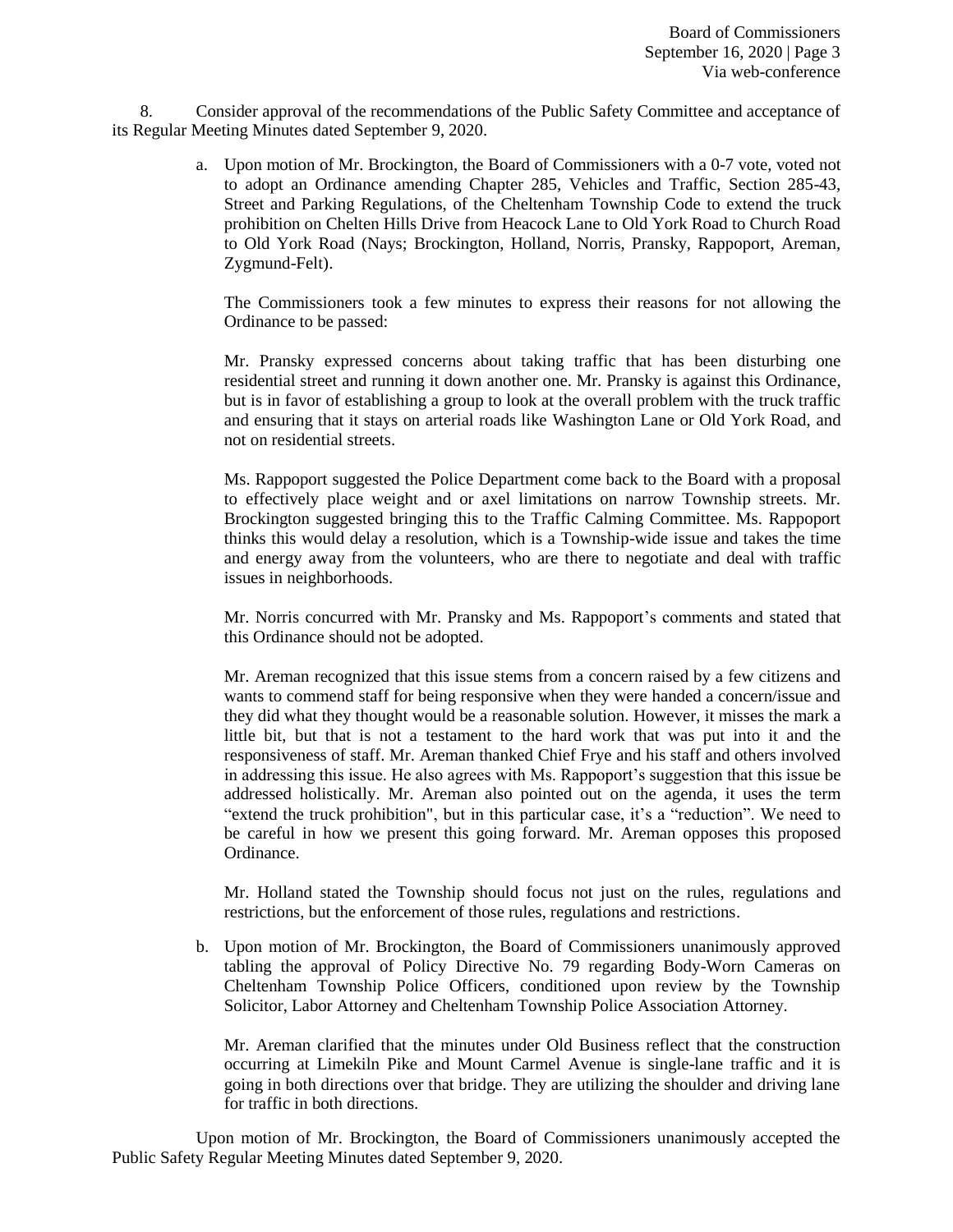8. Consider approval of the recommendations of the Public Safety Committee and acceptance of its Regular Meeting Minutes dated September 9, 2020.

a. Upon motion of Mr. Brockington, the Board of Commissioners with a 0-7 vote, voted not to adopt an Ordinance amending Chapter 285, Vehicles and Traffic, Section 285-43, Street and Parking Regulations, of the Cheltenham Township Code to extend the truck prohibition on Chelten Hills Drive from Heacock Lane to Old York Road to Church Road to Old York Road (Nays; Brockington, Holland, Norris, Pransky, Rappoport, Areman, Zygmund-Felt).

The Commissioners took a few minutes to express their reasons for not allowing the Ordinance to be passed:

Mr. Pransky expressed concerns about taking traffic that has been disturbing one residential street and running it down another one. Mr. Pransky is against this Ordinance, but is in favor of establishing a group to look at the overall problem with the truck traffic and ensuring that it stays on arterial roads like Washington Lane or Old York Road, and not on residential streets.

Ms. Rappoport suggested the Police Department come back to the Board with a proposal to effectively place weight and or axel limitations on narrow Township streets. Mr. Brockington suggested bringing this to the Traffic Calming Committee. Ms. Rappoport thinks this would delay a resolution, which is a Township-wide issue and takes the time and energy away from the volunteers, who are there to negotiate and deal with traffic issues in neighborhoods.

Mr. Norris concurred with Mr. Pransky and Ms. Rappoport's comments and stated that this Ordinance should not be adopted.

Mr. Areman recognized that this issue stems from a concern raised by a few citizens and wants to commend staff for being responsive when they were handed a concern/issue and they did what they thought would be a reasonable solution. However, it misses the mark a little bit, but that is not a testament to the hard work that was put into it and the responsiveness of staff. Mr. Areman thanked Chief Frye and his staff and others involved in addressing this issue. He also agrees with Ms. Rappoport's suggestion that this issue be addressed holistically. Mr. Areman also pointed out on the agenda, it uses the term "extend the truck prohibition", but in this particular case, it's a "reduction". We need to be careful in how we present this going forward. Mr. Areman opposes this proposed Ordinance.

Mr. Holland stated the Township should focus not just on the rules, regulations and restrictions, but the enforcement of those rules, regulations and restrictions.

b. Upon motion of Mr. Brockington, the Board of Commissioners unanimously approved tabling the approval of Policy Directive No. 79 regarding Body-Worn Cameras on Cheltenham Township Police Officers, conditioned upon review by the Township Solicitor, Labor Attorney and Cheltenham Township Police Association Attorney.

Mr. Areman clarified that the minutes under Old Business reflect that the construction occurring at Limekiln Pike and Mount Carmel Avenue is single-lane traffic and it is going in both directions over that bridge. They are utilizing the shoulder and driving lane for traffic in both directions.

Upon motion of Mr. Brockington, the Board of Commissioners unanimously accepted the Public Safety Regular Meeting Minutes dated September 9, 2020.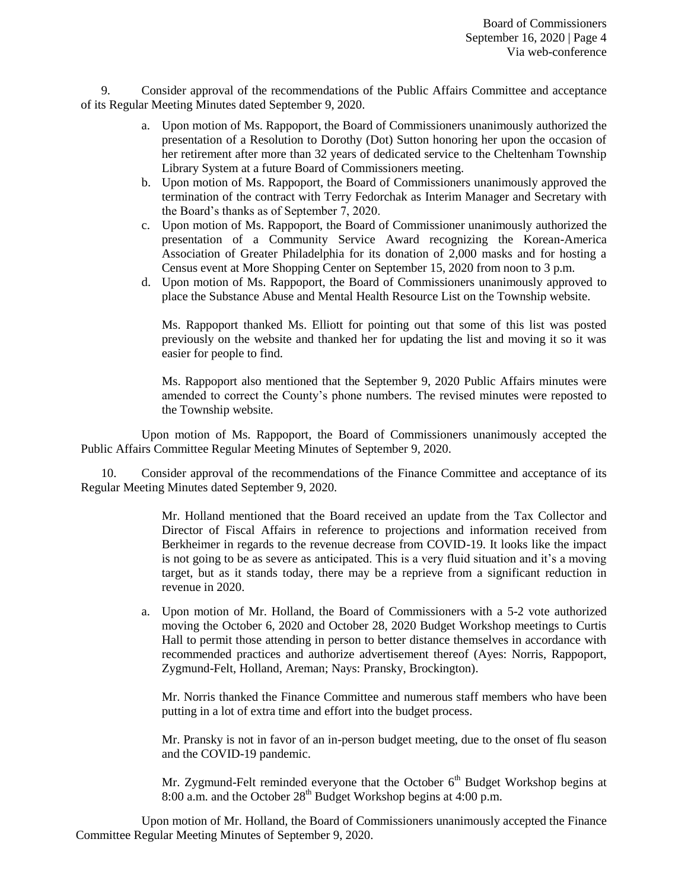9. Consider approval of the recommendations of the Public Affairs Committee and acceptance of its Regular Meeting Minutes dated September 9, 2020.

   a. Upon motion of Ms. Rappoport, the Board of Commissioners unanimously authorized the presentation of a Resolution to Dorothy (Dot) Sutton honoring her upon the occasion of her retirement after more than 32 years of dedicated service to the Cheltenham Township Library System at a future Board of Commissioners meeting.
   b. Upon motion of Ms. Rappoport, the Board of Commissioners unanimously approved the termination of the contract with Terry Fedorchak as Interim Manager and Secretary with the Board's thanks as of September 7, 2020.
   c. Upon motion of Ms. Rappoport, the Board of Commissioner unanimously authorized the presentation of a Community Service Award recognizing the Korean-America Association of Greater Philadelphia for its donation of 2,000 masks and for hosting a Census event at More Shopping Center on September 15, 2020 from noon to 3 p.m.
   d. Upon motion of Ms. Rappoport, the Board of Commissioners unanimously approved to place the Substance Abuse and Mental Health Resource List on the Township website.

      Ms. Rappoport thanked Ms. Elliott for pointing out that some of this list was posted previously on the website and thanked her for updating the list and moving it so it was easier for people to find.

      Ms. Rappoport also mentioned that the September 9, 2020 Public Affairs minutes were amended to correct the County's phone numbers. The revised minutes were reposted to the Township website.

Upon motion of Ms. Rappoport, the Board of Commissioners unanimously accepted the Public Affairs Committee Regular Meeting Minutes of September 9, 2020.

10. Consider approval of the recommendations of the Finance Committee and acceptance of its Regular Meeting Minutes dated September 9, 2020.

    Mr. Holland mentioned that the Board received an update from the Tax Collector and Director of Fiscal Affairs in reference to projections and information received from Berkheimer in regards to the revenue decrease from COVID-19. It looks like the impact is not going to be as severe as anticipated. This is a very fluid situation and it's a moving target, but as it stands today, there may be a reprieve from a significant reduction in revenue in 2020.

    a. Upon motion of Mr. Holland, the Board of Commissioners with a 5-2 vote authorized moving the October 6, 2020 and October 28, 2020 Budget Workshop meetings to Curtis Hall to permit those attending in person to better distance themselves in accordance with recommended practices and authorize advertisement thereof (Ayes: Norris, Rappoport, Zygmund-Felt, Holland, Areman; Nays: Pransky, Brockington).

       Mr. Norris thanked the Finance Committee and numerous staff members who have been putting in a lot of extra time and effort into the budget process.

       Mr. Pransky is not in favor of an in-person budget meeting, due to the onset of flu season and the COVID-19 pandemic.

       Mr. Zygmund-Felt reminded everyone that the October 6th Budget Workshop begins at 8:00 a.m. and the October 28th Budget Workshop begins at 4:00 p.m.

Upon motion of Mr. Holland, the Board of Commissioners unanimously accepted the Finance Committee Regular Meeting Minutes of September 9, 2020.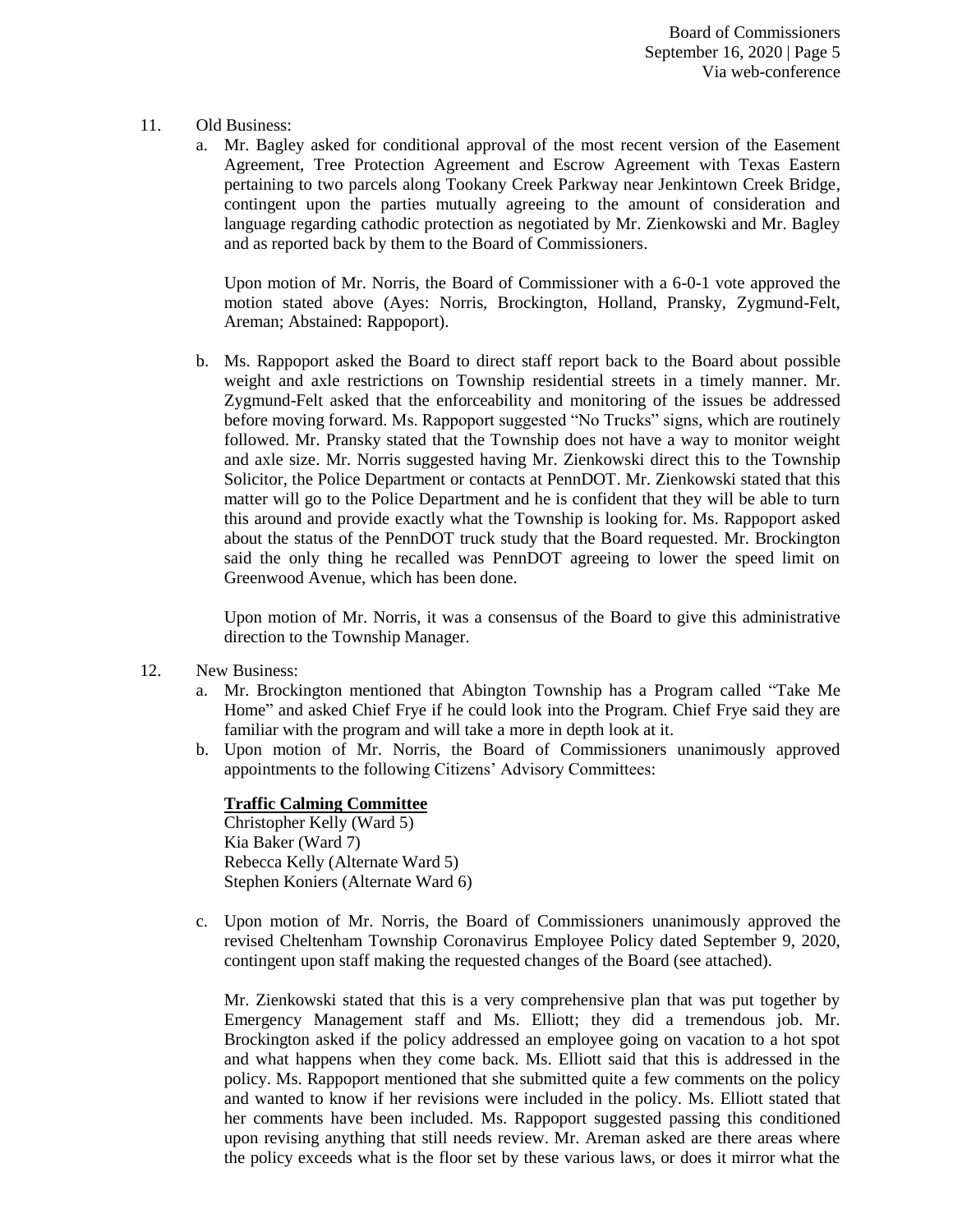11. Old Business:
    a. Mr. Bagley asked for conditional approval of the most recent version of the Easement Agreement, Tree Protection Agreement and Escrow Agreement with Texas Eastern pertaining to two parcels along Tookany Creek Parkway near Jenkintown Creek Bridge, contingent upon the parties mutually agreeing to the amount of consideration and language regarding cathodic protection as negotiated by Mr. Zienkowski and Mr. Bagley and as reported back by them to the Board of Commissioners.

       Upon motion of Mr. Norris, the Board of Commissioner with a 6-0-1 vote approved the motion stated above (Ayes: Norris, Brockington, Holland, Pransky, Zygmund-Felt, Areman; Abstained: Rappoport).

    b. Ms. Rappoport asked the Board to direct staff report back to the Board about possible weight and axle restrictions on Township residential streets in a timely manner. Mr. Zygmund-Felt asked that the enforceability and monitoring of the issues be addressed before moving forward. Ms. Rappoport suggested "No Trucks" signs, which are routinely followed. Mr. Pransky stated that the Township does not have a way to monitor weight and axle size. Mr. Norris suggested having Mr. Zienkowski direct this to the Township Solicitor, the Police Department or contacts at PennDOT. Mr. Zienkowski stated that this matter will go to the Police Department and he is confident that they will be able to turn this around and provide exactly what the Township is looking for. Ms. Rappoport asked about the status of the PennDOT truck study that the Board requested. Mr. Brockington said the only thing he recalled was PennDOT agreeing to lower the speed limit on Greenwood Avenue, which has been done.

       Upon motion of Mr. Norris, it was a consensus of the Board to give this administrative direction to the Township Manager.

12. New Business:
    a. Mr. Brockington mentioned that Abington Township has a Program called "Take Me Home" and asked Chief Frye if he could look into the Program. Chief Frye said they are familiar with the program and will take a more in depth look at it.
    b. Upon motion of Mr. Norris, the Board of Commissioners unanimously approved appointments to the following Citizens' Advisory Committees:

       **Traffic Calming Committee**
       Christopher Kelly (Ward 5)
       Kia Baker (Ward 7)
       Rebecca Kelly (Alternate Ward 5)
       Stephen Koniers (Alternate Ward 6)

    c. Upon motion of Mr. Norris, the Board of Commissioners unanimously approved the revised Cheltenham Township Coronavirus Employee Policy dated September 9, 2020, contingent upon staff making the requested changes of the Board (see attached).

       Mr. Zienkowski stated that this is a very comprehensive plan that was put together by Emergency Management staff and Ms. Elliott; they did a tremendous job. Mr. Brockington asked if the policy addressed an employee going on vacation to a hot spot and what happens when they come back. Ms. Elliott said that this is addressed in the policy. Ms. Rappoport mentioned that she submitted quite a few comments on the policy and wanted to know if her revisions were included in the policy. Ms. Elliott stated that her comments have been included. Ms. Rappoport suggested passing this conditioned upon revising anything that still needs review. Mr. Areman asked are there areas where the policy exceeds what is the floor set by these various laws, or does it mirror what the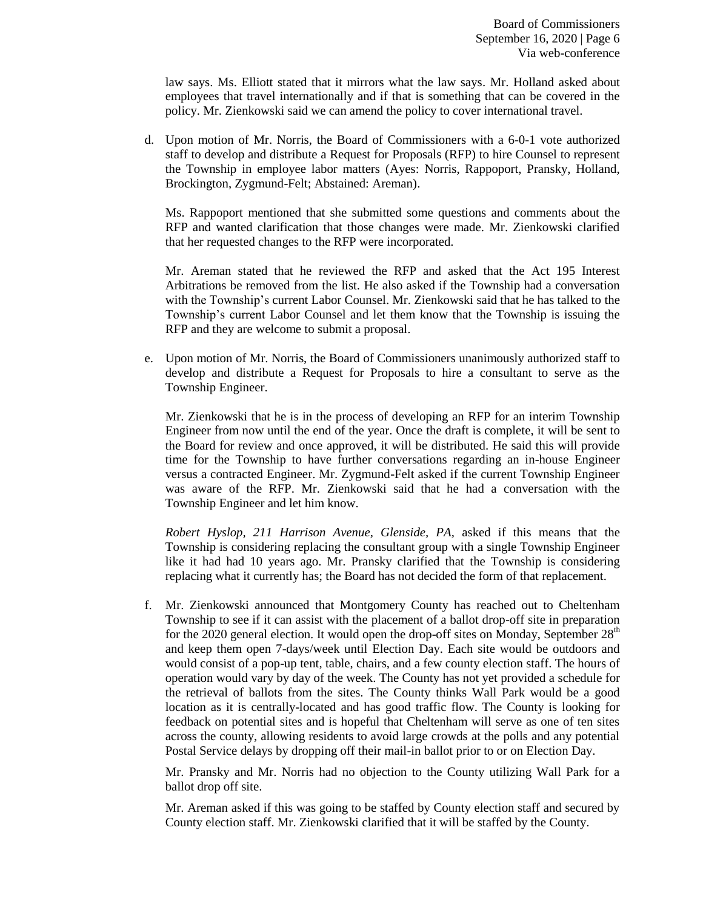law says. Ms. Elliott stated that it mirrors what the law says. Mr. Holland asked about employees that travel internationally and if that is something that can be covered in the policy. Mr. Zienkowski said we can amend the policy to cover international travel.

d. Upon motion of Mr. Norris, the Board of Commissioners with a 6-0-1 vote authorized staff to develop and distribute a Request for Proposals (RFP) to hire Counsel to represent the Township in employee labor matters (Ayes: Norris, Rappoport, Pransky, Holland, Brockington, Zygmund-Felt; Abstained: Areman).

   Ms. Rappoport mentioned that she submitted some questions and comments about the RFP and wanted clarification that those changes were made. Mr. Zienkowski clarified that her requested changes to the RFP were incorporated.

   Mr. Areman stated that he reviewed the RFP and asked that the Act 195 Interest Arbitrations be removed from the list. He also asked if the Township had a conversation with the Township's current Labor Counsel. Mr. Zienkowski said that he has talked to the Township's current Labor Counsel and let them know that the Township is issuing the RFP and they are welcome to submit a proposal.

e. Upon motion of Mr. Norris, the Board of Commissioners unanimously authorized staff to develop and distribute a Request for Proposals to hire a consultant to serve as the Township Engineer.

   Mr. Zienkowski that he is in the process of developing an RFP for an interim Township Engineer from now until the end of the year. Once the draft is complete, it will be sent to the Board for review and once approved, it will be distributed. He said this will provide time for the Township to have further conversations regarding an in-house Engineer versus a contracted Engineer. Mr. Zygmund-Felt asked if the current Township Engineer was aware of the RFP. Mr. Zienkowski said that he had a conversation with the Township Engineer and let him know.

   *Robert Hyslop, 211 Harrison Avenue, Glenside, PA,* asked if this means that the Township is considering replacing the consultant group with a single Township Engineer like it had had 10 years ago. Mr. Pransky clarified that the Township is considering replacing what it currently has; the Board has not decided the form of that replacement.

f. Mr. Zienkowski announced that Montgomery County has reached out to Cheltenham Township to see if it can assist with the placement of a ballot drop-off site in preparation for the 2020 general election. It would open the drop-off sites on Monday, September 28th and keep them open 7-days/week until Election Day. Each site would be outdoors and would consist of a pop-up tent, table, chairs, and a few county election staff. The hours of operation would vary by day of the week. The County has not yet provided a schedule for the retrieval of ballots from the sites. The County thinks Wall Park would be a good location as it is centrally-located and has good traffic flow. The County is looking for feedback on potential sites and is hopeful that Cheltenham will serve as one of ten sites across the county, allowing residents to avoid large crowds at the polls and any potential Postal Service delays by dropping off their mail-in ballot prior to or on Election Day.

   Mr. Pransky and Mr. Norris had no objection to the County utilizing Wall Park for a ballot drop off site.

   Mr. Areman asked if this was going to be staffed by County election staff and secured by County election staff. Mr. Zienkowski clarified that it will be staffed by the County.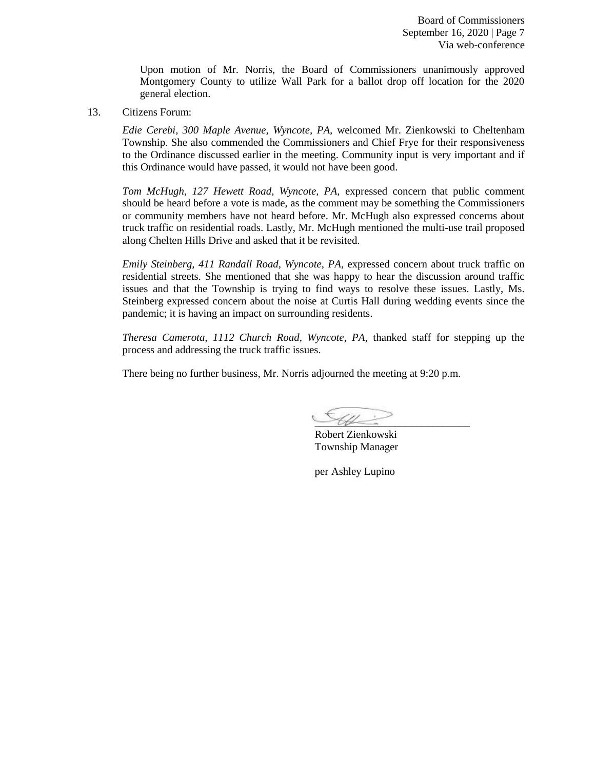Upon motion of Mr. Norris, the Board of Commissioners unanimously approved Montgomery County to utilize Wall Park for a ballot drop off location for the 2020 general election.

13. Citizens Forum:

*Edie Cerebi, 300 Maple Avenue, Wyncote, PA,* welcomed Mr. Zienkowski to Cheltenham Township. She also commended the Commissioners and Chief Frye for their responsiveness to the Ordinance discussed earlier in the meeting. Community input is very important and if this Ordinance would have passed, it would not have been good.

*Tom McHugh, 127 Hewett Road, Wyncote, PA,* expressed concern that public comment should be heard before a vote is made, as the comment may be something the Commissioners or community members have not heard before. Mr. McHugh also expressed concerns about truck traffic on residential roads. Lastly, Mr. McHugh mentioned the multi-use trail proposed along Chelten Hills Drive and asked that it be revisited.

*Emily Steinberg, 411 Randall Road, Wyncote, PA,* expressed concern about truck traffic on residential streets. She mentioned that she was happy to hear the discussion around traffic issues and that the Township is trying to find ways to resolve these issues. Lastly, Ms. Steinberg expressed concern about the noise at Curtis Hall during wedding events since the pandemic; it is having an impact on surrounding residents.

*Theresa Camerota, 1112 Church Road, Wyncote, PA,* thanked staff for stepping up the process and addressing the truck traffic issues.

There being no further business, Mr. Norris adjourned the meeting at 9:20 p.m.

\_\_\_\_\_\_\_\_\_\_\_\_\_\_\_\_\_\_\_\_\_\_\_\_\_\_\_\_\_\_

Robert Zienkowski
Township Manager

per Ashley Lupino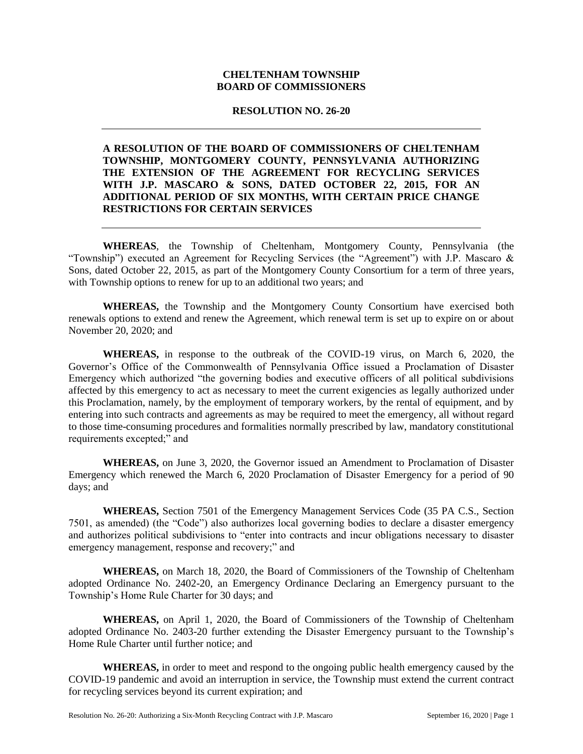**CHELTENHAM TOWNSHIP**
**BOARD OF COMMISSIONERS**

**RESOLUTION NO. 26-20**

---

**A RESOLUTION OF THE BOARD OF COMMISSIONERS OF CHELTENHAM TOWNSHIP, MONTGOMERY COUNTY, PENNSYLVANIA AUTHORIZING THE EXTENSION OF THE AGREEMENT FOR RECYCLING SERVICES WITH J.P. MASCARO & SONS, DATED OCTOBER 22, 2015, FOR AN ADDITIONAL PERIOD OF SIX MONTHS, WITH CERTAIN PRICE CHANGE RESTRICTIONS FOR CERTAIN SERVICES**

---

**WHEREAS**, the Township of Cheltenham, Montgomery County, Pennsylvania (the "Township") executed an Agreement for Recycling Services (the "Agreement") with J.P. Mascaro & Sons, dated October 22, 2015, as part of the Montgomery County Consortium for a term of three years, with Township options to renew for up to an additional two years; and

**WHEREAS,** the Township and the Montgomery County Consortium have exercised both renewals options to extend and renew the Agreement, which renewal term is set up to expire on or about November 20, 2020; and

**WHEREAS,** in response to the outbreak of the COVID-19 virus, on March 6, 2020, the Governor's Office of the Commonwealth of Pennsylvania Office issued a Proclamation of Disaster Emergency which authorized "the governing bodies and executive officers of all political subdivisions affected by this emergency to act as necessary to meet the current exigencies as legally authorized under this Proclamation, namely, by the employment of temporary workers, by the rental of equipment, and by entering into such contracts and agreements as may be required to meet the emergency, all without regard to those time-consuming procedures and formalities normally prescribed by law, mandatory constitutional requirements excepted;" and

**WHEREAS,** on June 3, 2020, the Governor issued an Amendment to Proclamation of Disaster Emergency which renewed the March 6, 2020 Proclamation of Disaster Emergency for a period of 90 days; and

**WHEREAS,** Section 7501 of the Emergency Management Services Code (35 PA C.S., Section 7501, as amended) (the "Code") also authorizes local governing bodies to declare a disaster emergency and authorizes political subdivisions to "enter into contracts and incur obligations necessary to disaster emergency management, response and recovery;" and

**WHEREAS,** on March 18, 2020, the Board of Commissioners of the Township of Cheltenham adopted Ordinance No. 2402-20, an Emergency Ordinance Declaring an Emergency pursuant to the Township's Home Rule Charter for 30 days; and

**WHEREAS,** on April 1, 2020, the Board of Commissioners of the Township of Cheltenham adopted Ordinance No. 2403-20 further extending the Disaster Emergency pursuant to the Township's Home Rule Charter until further notice; and

**WHEREAS,** in order to meet and respond to the ongoing public health emergency caused by the COVID-19 pandemic and avoid an interruption in service, the Township must extend the current contract for recycling services beyond its current expiration; and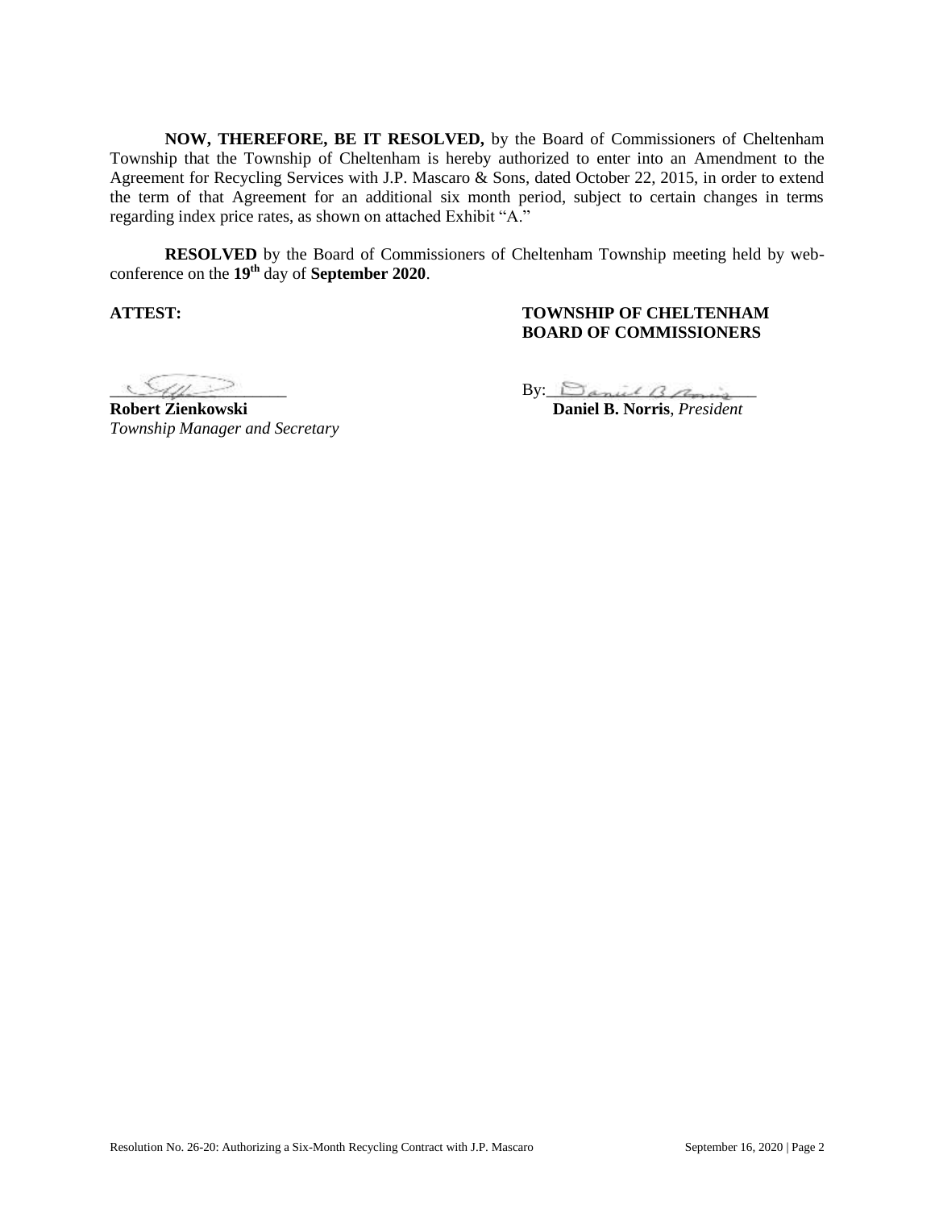**NOW, THEREFORE, BE IT RESOLVED,** by the Board of Commissioners of Cheltenham Township that the Township of Cheltenham is hereby authorized to enter into an Amendment to the Agreement for Recycling Services with J.P. Mascaro & Sons, dated October 22, 2015, in order to extend the term of that Agreement for an additional six month period, subject to certain changes in terms regarding index price rates, as shown on attached Exhibit "A."

**RESOLVED** by the Board of Commissioners of Cheltenham Township meeting held by web-conference on the **19th** day of **September 2020**.

**ATTEST:**

\_\_\_\_\_\_\_\_\_\_\_\_\_\_\_\_\_\_\_\_
**Robert Zienkowski**
*Township Manager and Secretary*

**TOWNSHIP OF CHELTENHAM**
**BOARD OF COMMISSIONERS**

By:\_\_\_\_\_\_\_\_\_\_\_\_\_\_\_\_\_\_\_\_
**Daniel B. Norris**, *President*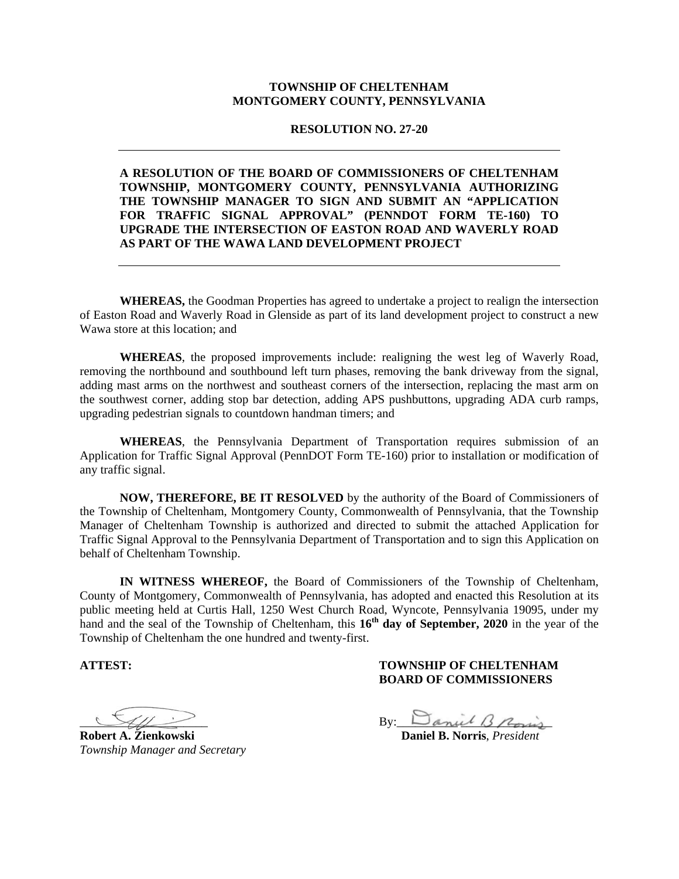**TOWNSHIP OF CHELTENHAM**
**MONTGOMERY COUNTY, PENNSYLVANIA**

**RESOLUTION NO. 27-20**

---

**A RESOLUTION OF THE BOARD OF COMMISSIONERS OF CHELTENHAM TOWNSHIP, MONTGOMERY COUNTY, PENNSYLVANIA AUTHORIZING THE TOWNSHIP MANAGER TO SIGN AND SUBMIT AN "APPLICATION FOR TRAFFIC SIGNAL APPROVAL" (PENNDOT FORM TE-160) TO UPGRADE THE INTERSECTION OF EASTON ROAD AND WAVERLY ROAD AS PART OF THE WAWA LAND DEVELOPMENT PROJECT**

---

**WHEREAS,** the Goodman Properties has agreed to undertake a project to realign the intersection of Easton Road and Waverly Road in Glenside as part of its land development project to construct a new Wawa store at this location; and

**WHEREAS**, the proposed improvements include: realigning the west leg of Waverly Road, removing the northbound and southbound left turn phases, removing the bank driveway from the signal, adding mast arms on the northwest and southeast corners of the intersection, replacing the mast arm on the southwest corner, adding stop bar detection, adding APS pushbuttons, upgrading ADA curb ramps, upgrading pedestrian signals to countdown handman timers; and

**WHEREAS**, the Pennsylvania Department of Transportation requires submission of an Application for Traffic Signal Approval (PennDOT Form TE-160) prior to installation or modification of any traffic signal.

**NOW, THEREFORE, BE IT RESOLVED** by the authority of the Board of Commissioners of the Township of Cheltenham, Montgomery County, Commonwealth of Pennsylvania, that the Township Manager of Cheltenham Township is authorized and directed to submit the attached Application for Traffic Signal Approval to the Pennsylvania Department of Transportation and to sign this Application on behalf of Cheltenham Township.

**IN WITNESS WHEREOF,** the Board of Commissioners of the Township of Cheltenham, County of Montgomery, Commonwealth of Pennsylvania, has adopted and enacted this Resolution at its public meeting held at Curtis Hall, 1250 West Church Road, Wyncote, Pennsylvania 19095, under my hand and the seal of the Township of Cheltenham, this **16th day of September, 2020** in the year of the Township of Cheltenham the one hundred and twenty-first.

**ATTEST:**

______________________
**Robert A. Zienkowski**
*Township Manager and Secretary*

**TOWNSHIP OF CHELTENHAM**
**BOARD OF COMMISSIONERS**

By: ______________________
**Daniel B. Norris**, *President*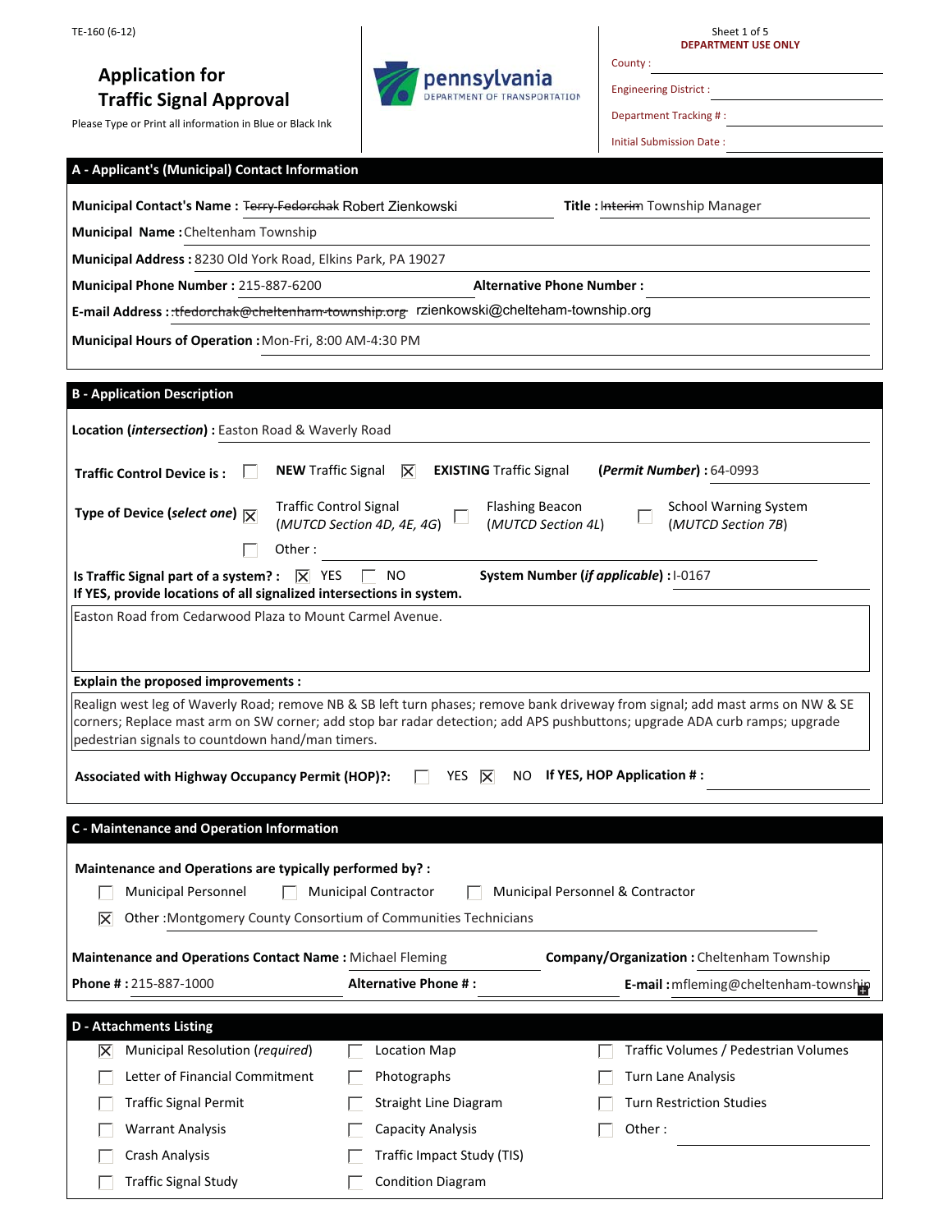TE-160 (6-12)

# Application for Traffic Signal Approval

Please Type or Print all information in Blue or Black Ink

pennsylvania DEPARTMENT OF TRANSPORTATION

Sheet 1 of 5

**DEPARTMENT USE ONLY**

County :

Engineering District :

Department Tracking # :

Initial Submission Date :

## A - Applicant's (Municipal) Contact Information

**Municipal Contact's Name :** ~~Terry Fedorchak~~ Robert Zienkowski **Title :** ~~Interim~~ Township Manager

**Municipal Name :** Cheltenham Township

**Municipal Address :** 8230 Old York Road, Elkins Park, PA 19027

**Municipal Phone Number :** 215-887-6200 **Alternative Phone Number :**

**E-mail Address :** ~~:tfedorchak@cheltenham-township.org~~ rzienkowski@chelteham-township.org

**Municipal Hours of Operation :** Mon-Fri, 8:00 AM-4:30 PM

## B - Application Description

**Location (*intersection*) :** Easton Road & Waverly Road

**Traffic Control Device is :** ☐ **NEW** Traffic Signal ☒ **EXISTING** Traffic Signal (***Permit Number***) **:** 64-0993

**Type of Device (*select one*)** ☒ Traffic Control Signal (*MUTCD Section 4D, 4E, 4G*) ☐ Flashing Beacon (*MUTCD Section 4L*) ☐ School Warning System (*MUTCD Section 7B*)

☐ Other :

**Is Traffic Signal part of a system? :** ☒ YES ☐ NO **System Number (*if applicable*) :** I-0167

**If YES, provide locations of all signalized intersections in system.**

Easton Road from Cedarwood Plaza to Mount Carmel Avenue.

**Explain the proposed improvements :**

Realign west leg of Waverly Road; remove NB & SB left turn phases; remove bank driveway from signal; add mast arms on NW & SE corners; Replace mast arm on SW corner; add stop bar radar detection; add APS pushbuttons; upgrade ADA curb ramps; upgrade pedestrian signals to countdown hand/man timers.

**Associated with Highway Occupancy Permit (HOP)?:** ☐ YES ☒ NO **If YES, HOP Application # :**

## C - Maintenance and Operation Information

**Maintenance and Operations are typically performed by? :**

☐ Municipal Personnel ☐ Municipal Contractor ☐ Municipal Personnel & Contractor

☒ Other : Montgomery County Consortium of Communities Technicians

**Maintenance and Operations Contact Name :** Michael Fleming **Company/Organization :** Cheltenham Township

**Phone # :** 215-887-1000 **Alternative Phone # :** **E-mail :** mfleming@cheltenham-township

## D - Attachments Listing

| | | |
|---|---|---|
| ☒ Municipal Resolution (*required*) | ☐ Location Map | ☐ Traffic Volumes / Pedestrian Volumes |
| ☐ Letter of Financial Commitment | ☐ Photographs | ☐ Turn Lane Analysis |
| ☐ Traffic Signal Permit | ☐ Straight Line Diagram | ☐ Turn Restriction Studies |
| ☐ Warrant Analysis | ☐ Capacity Analysis | ☐ Other : |
| ☐ Crash Analysis | ☐ Traffic Impact Study (TIS) | |
| ☐ Traffic Signal Study | ☐ Condition Diagram | |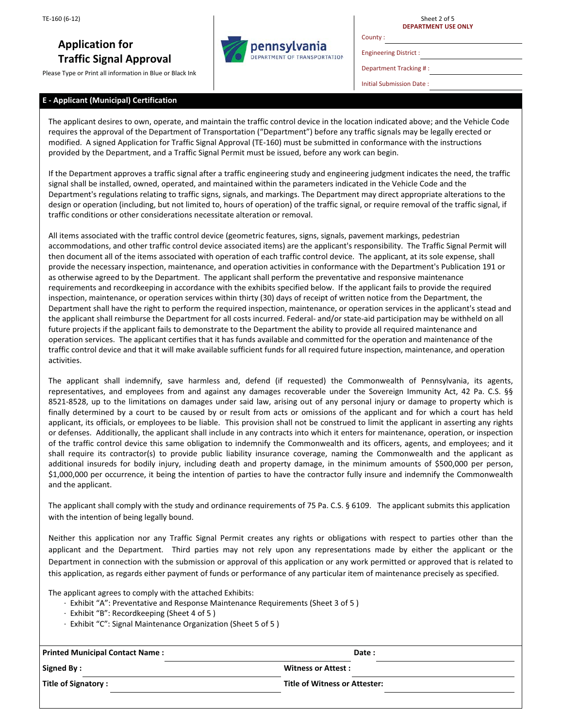TE-160 (6-12)

# Application for Traffic Signal Approval

Please Type or Print all information in Blue or Black Ink

pennsylvania DEPARTMENT OF TRANSPORTATION

**DEPARTMENT USE ONLY**

County :

Engineering District :

Department Tracking # :

Initial Submission Date :

## E - Applicant (Municipal) Certification

The applicant desires to own, operate, and maintain the traffic control device in the location indicated above; and the Vehicle Code requires the approval of the Department of Transportation ("Department") before any traffic signals may be legally erected or modified. A signed Application for Traffic Signal Approval (TE-160) must be submitted in conformance with the instructions provided by the Department, and a Traffic Signal Permit must be issued, before any work can begin.

If the Department approves a traffic signal after a traffic engineering study and engineering judgment indicates the need, the traffic signal shall be installed, owned, operated, and maintained within the parameters indicated in the Vehicle Code and the Department's regulations relating to traffic signs, signals, and markings. The Department may direct appropriate alterations to the design or operation (including, but not limited to, hours of operation) of the traffic signal, or require removal of the traffic signal, if traffic conditions or other considerations necessitate alteration or removal.

All items associated with the traffic control device (geometric features, signs, signals, pavement markings, pedestrian accommodations, and other traffic control device associated items) are the applicant's responsibility. The Traffic Signal Permit will then document all of the items associated with operation of each traffic control device. The applicant, at its sole expense, shall provide the necessary inspection, maintenance, and operation activities in conformance with the Department's Publication 191 or as otherwise agreed to by the Department. The applicant shall perform the preventative and responsive maintenance requirements and recordkeeping in accordance with the exhibits specified below. If the applicant fails to provide the required inspection, maintenance, or operation services within thirty (30) days of receipt of written notice from the Department, the Department shall have the right to perform the required inspection, maintenance, or operation services in the applicant's stead and the applicant shall reimburse the Department for all costs incurred. Federal- and/or state-aid participation may be withheld on all future projects if the applicant fails to demonstrate to the Department the ability to provide all required maintenance and operation services. The applicant certifies that it has funds available and committed for the operation and maintenance of the traffic control device and that it will make available sufficient funds for all required future inspection, maintenance, and operation activities.

The applicant shall indemnify, save harmless and, defend (if requested) the Commonwealth of Pennsylvania, its agents, representatives, and employees from and against any damages recoverable under the Sovereign Immunity Act, 42 Pa. C.S. §§ 8521-8528, up to the limitations on damages under said law, arising out of any personal injury or damage to property which is finally determined by a court to be caused by or result from acts or omissions of the applicant and for which a court has held applicant, its officials, or employees to be liable. This provision shall not be construed to limit the applicant in asserting any rights or defenses. Additionally, the applicant shall include in any contracts into which it enters for maintenance, operation, or inspection of the traffic control device this same obligation to indemnify the Commonwealth and its officers, agents, and employees; and it shall require its contractor(s) to provide public liability insurance coverage, naming the Commonwealth and the applicant as additional insureds for bodily injury, including death and property damage, in the minimum amounts of $500,000 per person, $1,000,000 per occurrence, it being the intention of parties to have the contractor fully insure and indemnify the Commonwealth and the applicant.

The applicant shall comply with the study and ordinance requirements of 75 Pa. C.S. § 6109. The applicant submits this application with the intention of being legally bound.

Neither this application nor any Traffic Signal Permit creates any rights or obligations with respect to parties other than the applicant and the Department. Third parties may not rely upon any representations made by either the applicant or the Department in connection with the submission or approval of this application or any work permitted or approved that is related to this application, as regards either payment of funds or performance of any particular item of maintenance precisely as specified.

The applicant agrees to comply with the attached Exhibits:

- Exhibit "A": Preventative and Response Maintenance Requirements (Sheet 3 of 5 )
- Exhibit "B": Recordkeeping (Sheet 4 of 5 )
- Exhibit "C": Signal Maintenance Organization (Sheet 5 of 5 )

| | | | |
|---|---|---|---|
| **Printed Municipal Contact Name :** | | **Date :** | |
| **Signed By :** | | **Witness or Attest :** | |
| **Title of Signatory :** | | **Title of Witness or Attester:** | |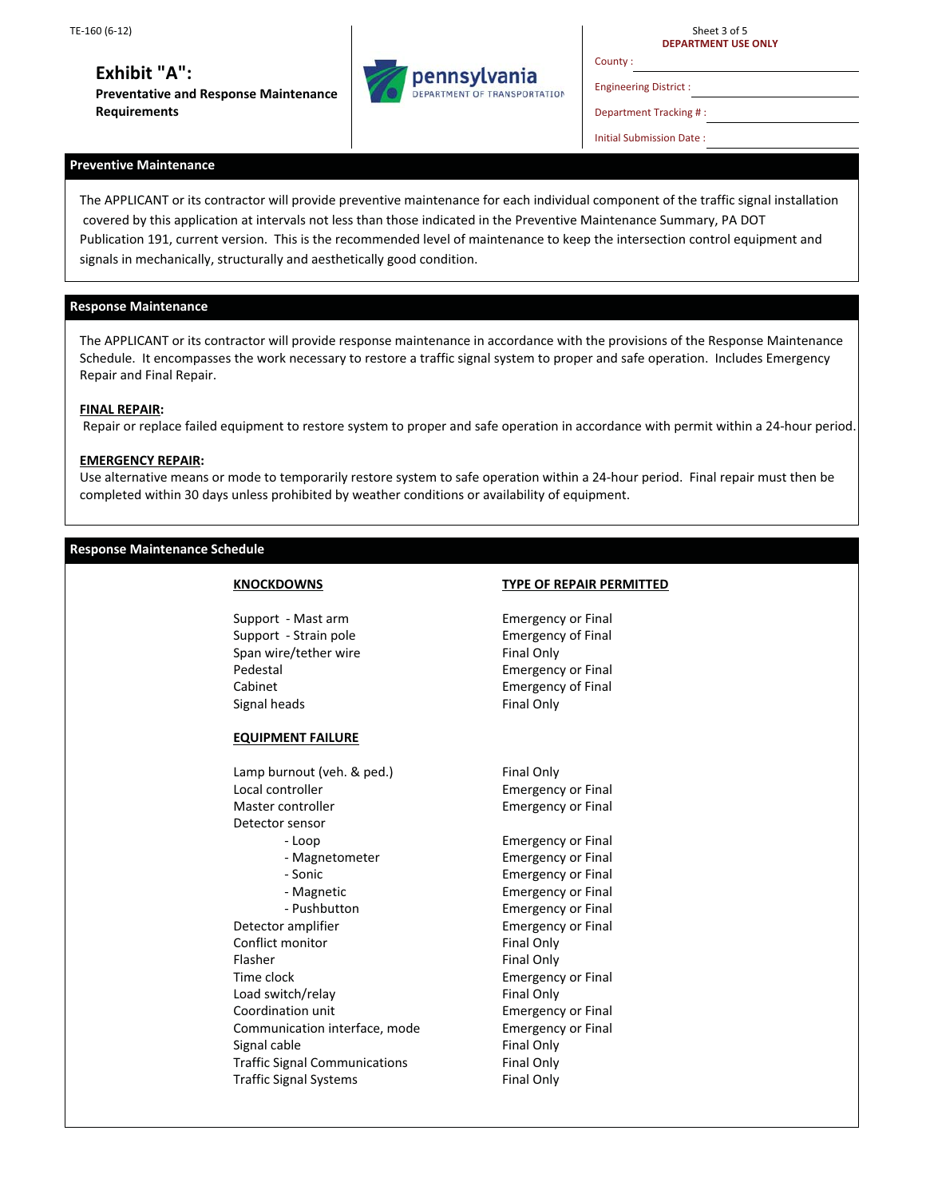TE-160 (6-12)

# Exhibit "A":

**Preventative and Response Maintenance Requirements**

pennsylvania DEPARTMENT OF TRANSPORTATION

Sheet 3 of 5

**DEPARTMENT USE ONLY**

County :

Engineering District :

Department Tracking # :

Initial Submission Date :

## Preventive Maintenance

The APPLICANT or its contractor will provide preventive maintenance for each individual component of the traffic signal installation covered by this application at intervals not less than those indicated in the Preventive Maintenance Summary, PA DOT Publication 191, current version. This is the recommended level of maintenance to keep the intersection control equipment and signals in mechanically, structurally and aesthetically good condition.

## Response Maintenance

The APPLICANT or its contractor will provide response maintenance in accordance with the provisions of the Response Maintenance Schedule. It encompasses the work necessary to restore a traffic signal system to proper and safe operation. Includes Emergency Repair and Final Repair.

**FINAL REPAIR:**
Repair or replace failed equipment to restore system to proper and safe operation in accordance with permit within a 24-hour period.

**EMERGENCY REPAIR:**
Use alternative means or mode to temporarily restore system to safe operation within a 24-hour period. Final repair must then be completed within 30 days unless prohibited by weather conditions or availability of equipment.

## Response Maintenance Schedule

| **KNOCKDOWNS** | **TYPE OF REPAIR PERMITTED** |
|---|---|
| Support - Mast arm | Emergency or Final |
| Support - Strain pole | Emergency of Final |
| Span wire/tether wire | Final Only |
| Pedestal | Emergency or Final |
| Cabinet | Emergency of Final |
| Signal heads | Final Only |
| **EQUIPMENT FAILURE** | |
| Lamp burnout (veh. & ped.) | Final Only |
| Local controller | Emergency or Final |
| Master controller | Emergency or Final |
| Detector sensor | |
| - Loop | Emergency or Final |
| - Magnetometer | Emergency or Final |
| - Sonic | Emergency or Final |
| - Magnetic | Emergency or Final |
| - Pushbutton | Emergency or Final |
| Detector amplifier | Emergency or Final |
| Conflict monitor | Final Only |
| Flasher | Final Only |
| Time clock | Emergency or Final |
| Load switch/relay | Final Only |
| Coordination unit | Emergency or Final |
| Communication interface, mode | Emergency or Final |
| Signal cable | Final Only |
| Traffic Signal Communications | Final Only |
| Traffic Signal Systems | Final Only |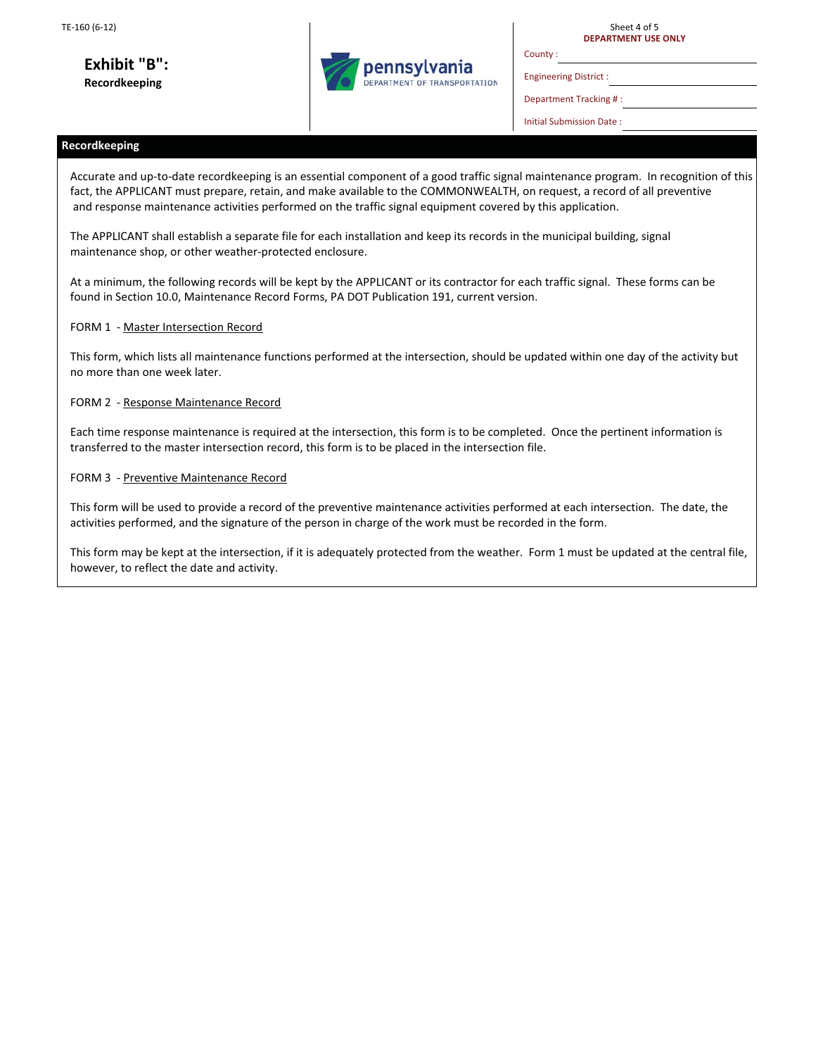TE-160 (6-12)

# Exhibit "B":
**Recordkeeping**

pennsylvania
DEPARTMENT OF TRANSPORTATION

**DEPARTMENT USE ONLY**

County :

Engineering District :

Department Tracking # :

Initial Submission Date :

## Recordkeeping

Accurate and up-to-date recordkeeping is an essential component of a good traffic signal maintenance program. In recognition of this fact, the APPLICANT must prepare, retain, and make available to the COMMONWEALTH, on request, a record of all preventive and response maintenance activities performed on the traffic signal equipment covered by this application.

The APPLICANT shall establish a separate file for each installation and keep its records in the municipal building, signal maintenance shop, or other weather-protected enclosure.

At a minimum, the following records will be kept by the APPLICANT or its contractor for each traffic signal. These forms can be found in Section 10.0, Maintenance Record Forms, PA DOT Publication 191, current version.

FORM 1 - Master Intersection Record

This form, which lists all maintenance functions performed at the intersection, should be updated within one day of the activity but no more than one week later.

FORM 2 - Response Maintenance Record

Each time response maintenance is required at the intersection, this form is to be completed. Once the pertinent information is transferred to the master intersection record, this form is to be placed in the intersection file.

FORM 3 - Preventive Maintenance Record

This form will be used to provide a record of the preventive maintenance activities performed at each intersection. The date, the activities performed, and the signature of the person in charge of the work must be recorded in the form.

This form may be kept at the intersection, if it is adequately protected from the weather. Form 1 must be updated at the central file, however, to reflect the date and activity.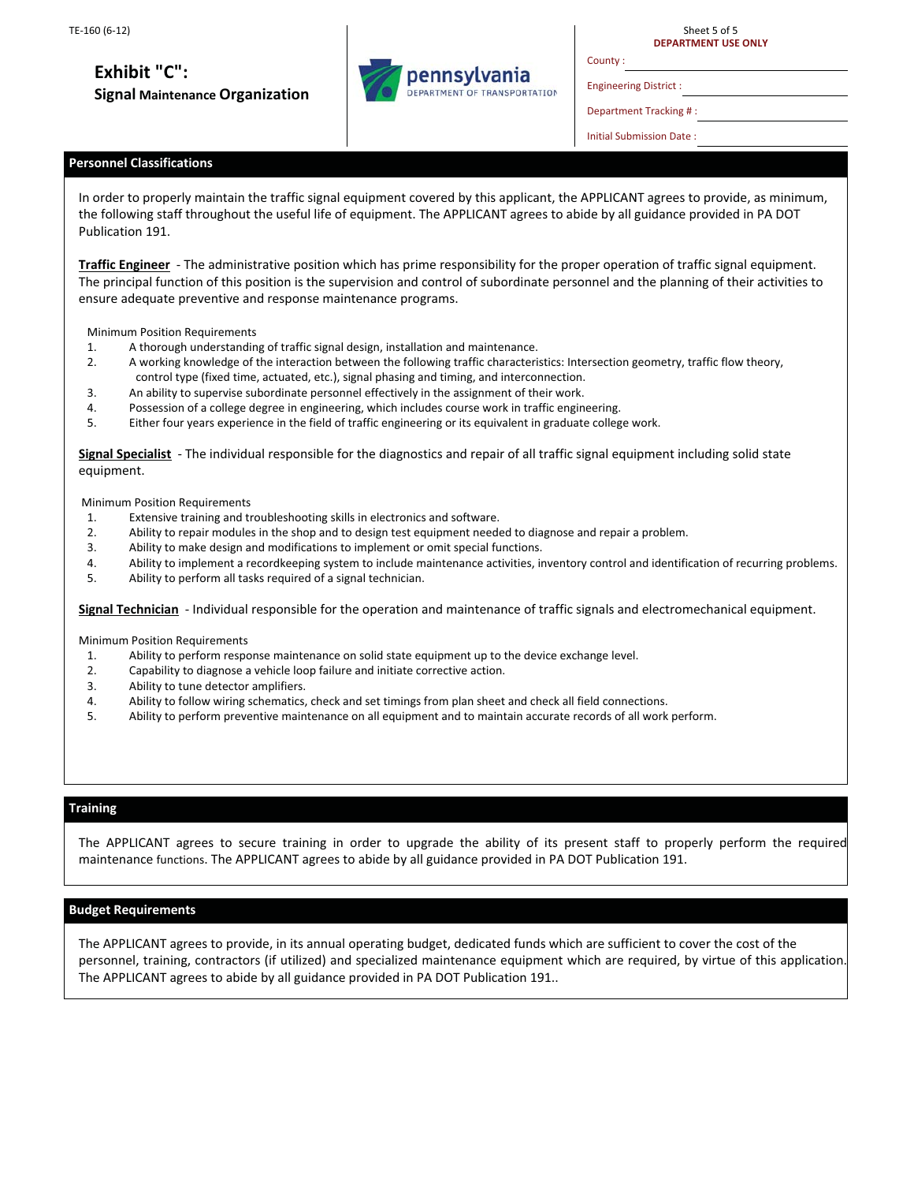TE-160 (6-12)

# Exhibit "C": Signal Maintenance Organization

pennsylvania
DEPARTMENT OF TRANSPORTATION

**DEPARTMENT USE ONLY**

County :

Engineering District :

Department Tracking # :

Initial Submission Date :

## Personnel Classifications

In order to properly maintain the traffic signal equipment covered by this applicant, the APPLICANT agrees to provide, as minimum, the following staff throughout the useful life of equipment. The APPLICANT agrees to abide by all guidance provided in PA DOT Publication 191.

**Traffic Engineer** - The administrative position which has prime responsibility for the proper operation of traffic signal equipment. The principal function of this position is the supervision and control of subordinate personnel and the planning of their activities to ensure adequate preventive and response maintenance programs.

Minimum Position Requirements

1. A thorough understanding of traffic signal design, installation and maintenance.
2. A working knowledge of the interaction between the following traffic characteristics: Intersection geometry, traffic flow theory, control type (fixed time, actuated, etc.), signal phasing and timing, and interconnection.
3. An ability to supervise subordinate personnel effectively in the assignment of their work.
4. Possession of a college degree in engineering, which includes course work in traffic engineering.
5. Either four years experience in the field of traffic engineering or its equivalent in graduate college work.

**Signal Specialist** - The individual responsible for the diagnostics and repair of all traffic signal equipment including solid state equipment.

Minimum Position Requirements

1. Extensive training and troubleshooting skills in electronics and software.
2. Ability to repair modules in the shop and to design test equipment needed to diagnose and repair a problem.
3. Ability to make design and modifications to implement or omit special functions.
4. Ability to implement a recordkeeping system to include maintenance activities, inventory control and identification of recurring problems.
5. Ability to perform all tasks required of a signal technician.

**Signal Technician** - Individual responsible for the operation and maintenance of traffic signals and electromechanical equipment.

Minimum Position Requirements

1. Ability to perform response maintenance on solid state equipment up to the device exchange level.
2. Capability to diagnose a vehicle loop failure and initiate corrective action.
3. Ability to tune detector amplifiers.
4. Ability to follow wiring schematics, check and set timings from plan sheet and check all field connections.
5. Ability to perform preventive maintenance on all equipment and to maintain accurate records of all work perform.

## Training

The APPLICANT agrees to secure training in order to upgrade the ability of its present staff to properly perform the required maintenance functions. The APPLICANT agrees to abide by all guidance provided in PA DOT Publication 191.

## Budget Requirements

The APPLICANT agrees to provide, in its annual operating budget, dedicated funds which are sufficient to cover the cost of the personnel, training, contractors (if utilized) and specialized maintenance equipment which are required, by virtue of this application. The APPLICANT agrees to abide by all guidance provided in PA DOT Publication 191..